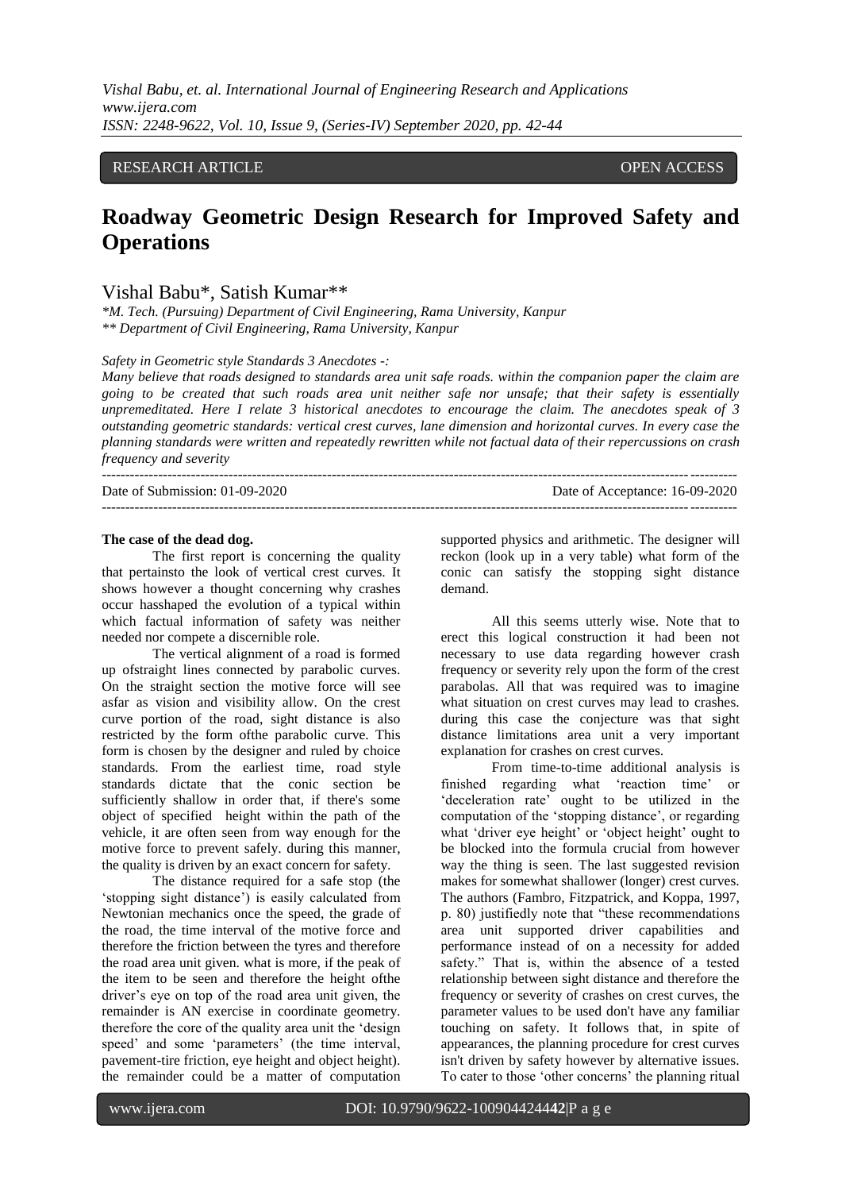RESEARCH ARTICLE OPEN ACCESS

# Roadway Geometric Design Research for Improved Safety and Operations

Vishal Babu*, Satish Kumar**

*\*M. Tech. (Pursuing) Department of Civil Engineering, Rama University, Kanpur*
*\*\* Department of Civil Engineering, Rama University, Kanpur*

*Safety in Geometric style Standards 3 Anecdotes -:*

*Many believe that roads designed to standards area unit safe roads. within the companion paper the claim are going to be created that such roads area unit neither safe nor unsafe; that their safety is essentially unpremeditated. Here I relate 3 historical anecdotes to encourage the claim. The anecdotes speak of 3 outstanding geometric standards: vertical crest curves, lane dimension and horizontal curves. In every case the planning standards were written and repeatedly rewritten while not factual data of their repercussions on crash frequency and severity*

---

Date of Submission: 01-09-2020 Date of Acceptance: 16-09-2020

---

**The case of the dead dog.**

The first report is concerning the quality that pertainsto the look of vertical crest curves. It shows however a thought concerning why crashes occur hasshaped the evolution of a typical within which factual information of safety was neither needed nor compete a discernible role.

The vertical alignment of a road is formed up ofstraight lines connected by parabolic curves. On the straight section the motive force will see asfar as vision and visibility allow. On the crest curve portion of the road, sight distance is also restricted by the form ofthe parabolic curve. This form is chosen by the designer and ruled by choice standards. From the earliest time, road style standards dictate that the conic section be sufficiently shallow in order that, if there's some object of specified height within the path of the vehicle, it are often seen from way enough for the motive force to prevent safely. during this manner, the quality is driven by an exact concern for safety.

The distance required for a safe stop (the 'stopping sight distance') is easily calculated from Newtonian mechanics once the speed, the grade of the road, the time interval of the motive force and therefore the friction between the tyres and therefore the road area unit given. what is more, if the peak of the item to be seen and therefore the height ofthe driver's eye on top of the road area unit given, the remainder is AN exercise in coordinate geometry. therefore the core of the quality area unit the 'design speed' and some 'parameters' (the time interval, pavement-tire friction, eye height and object height). the remainder could be a matter of computation supported physics and arithmetic. The designer will reckon (look up in a very table) what form of the conic can satisfy the stopping sight distance demand.

All this seems utterly wise. Note that to erect this logical construction it had been not necessary to use data regarding however crash frequency or severity rely upon the form of the crest parabolas. All that was required was to imagine what situation on crest curves may lead to crashes. during this case the conjecture was that sight distance limitations area unit a very important explanation for crashes on crest curves.

From time-to-time additional analysis is finished regarding what 'reaction time' or 'deceleration rate' ought to be utilized in the computation of the 'stopping distance', or regarding what 'driver eye height' or 'object height' ought to be blocked into the formula crucial from however way the thing is seen. The last suggested revision makes for somewhat shallower (longer) crest curves. The authors (Fambro, Fitzpatrick, and Koppa, 1997, p. 80) justifiedly note that "these recommendations area unit supported driver capabilities and performance instead of on a necessity for added safety." That is, within the absence of a tested relationship between sight distance and therefore the frequency or severity of crashes on crest curves, the parameter values to be used don't have any familiar touching on safety. It follows that, in spite of appearances, the planning procedure for crest curves isn't driven by safety however by alternative issues. To cater to those 'other concerns' the planning ritual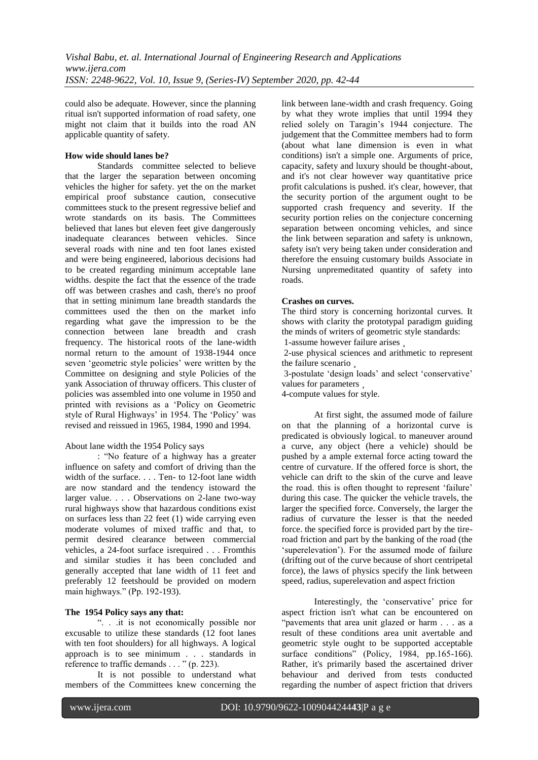could also be adequate. However, since the planning ritual isn't supported information of road safety, one might not claim that it builds into the road AN applicable quantity of safety.

**How wide should lanes be?**

Standards committee selected to believe that the larger the separation between oncoming vehicles the higher for safety. yet the on the market empirical proof substance caution, consecutive committees stuck to the present regressive belief and wrote standards on its basis. The Committees believed that lanes but eleven feet give dangerously inadequate clearances between vehicles. Since several roads with nine and ten foot lanes existed and were being engineered, laborious decisions had to be created regarding minimum acceptable lane widths. despite the fact that the essence of the trade off was between crashes and cash, there's no proof that in setting minimum lane breadth standards the committees used the then on the market info regarding what gave the impression to be the connection between lane breadth and crash frequency. The historical roots of the lane-width normal return to the amount of 1938-1944 once seven 'geometric style policies' were written by the Committee on designing and style Policies of the yank Association of thruway officers. This cluster of policies was assembled into one volume in 1950 and printed with revisions as a 'Policy on Geometric style of Rural Highways' in 1954. The 'Policy' was revised and reissued in 1965, 1984, 1990 and 1994.

About lane width the 1954 Policy says

: "No feature of a highway has a greater influence on safety and comfort of driving than the width of the surface. . . . Ten- to 12-foot lane width are now standard and the tendency istoward the larger value. . . . Observations on 2-lane two-way rural highways show that hazardous conditions exist on surfaces less than 22 feet (1) wide carrying even moderate volumes of mixed traffic and that, to permit desired clearance between commercial vehicles, a 24-foot surface isrequired . . . Fromthis and similar studies it has been concluded and generally accepted that lane width of 11 feet and preferably 12 feetshould be provided on modern main highways." (Pp. 192-193).

**The 1954 Policy says any that:**

". . .it is not economically possible nor excusable to utilize these standards (12 foot lanes with ten foot shoulders) for all highways. A logical approach is to see minimum . . . standards in reference to traffic demands . . . " (p. 223).

It is not possible to understand what members of the Committees knew concerning the link between lane-width and crash frequency. Going by what they wrote implies that until 1994 they relied solely on Taragin's 1944 conjecture. The judgement that the Committee members had to form (about what lane dimension is even in what conditions) isn't a simple one. Arguments of price, capacity, safety and luxury should be thought-about, and it's not clear however way quantitative price profit calculations is pushed. it's clear, however, that the security portion of the argument ought to be supported crash frequency and severity. If the security portion relies on the conjecture concerning separation between oncoming vehicles, and since the link between separation and safety is unknown, safety isn't very being taken under consideration and therefore the ensuing customary builds Associate in Nursing unpremeditated quantity of safety into roads.

**Crashes on curves.**

The third story is concerning horizontal curves. It shows with clarity the prototypal paradigm guiding the minds of writers of geometric style standards:

1-assume however failure arises ¸

2-use physical sciences and arithmetic to represent the failure scenario ¸

3-postulate 'design loads' and select 'conservative' values for parameters ¸

4-compute values for style.

At first sight, the assumed mode of failure on that the planning of a horizontal curve is predicated is obviously logical. to maneuver around a curve, any object (here a vehicle) should be pushed by a ample external force acting toward the centre of curvature. If the offered force is short, the vehicle can drift to the skin of the curve and leave the road. this is often thought to represent 'failure' during this case. The quicker the vehicle travels, the larger the specified force. Conversely, the larger the radius of curvature the lesser is that the needed force. the specified force is provided part by the tire-road friction and part by the banking of the road (the 'superelevation'). For the assumed mode of failure (drifting out of the curve because of short centripetal force), the laws of physics specify the link between speed, radius, superelevation and aspect friction

Interestingly, the 'conservative' price for aspect friction isn't what can be encountered on "pavements that area unit glazed or harm . . . as a result of these conditions area unit avertable and geometric style ought to be supported acceptable surface conditions" (Policy, 1984, pp.165-166). Rather, it's primarily based the ascertained driver behaviour and derived from tests conducted regarding the number of aspect friction that drivers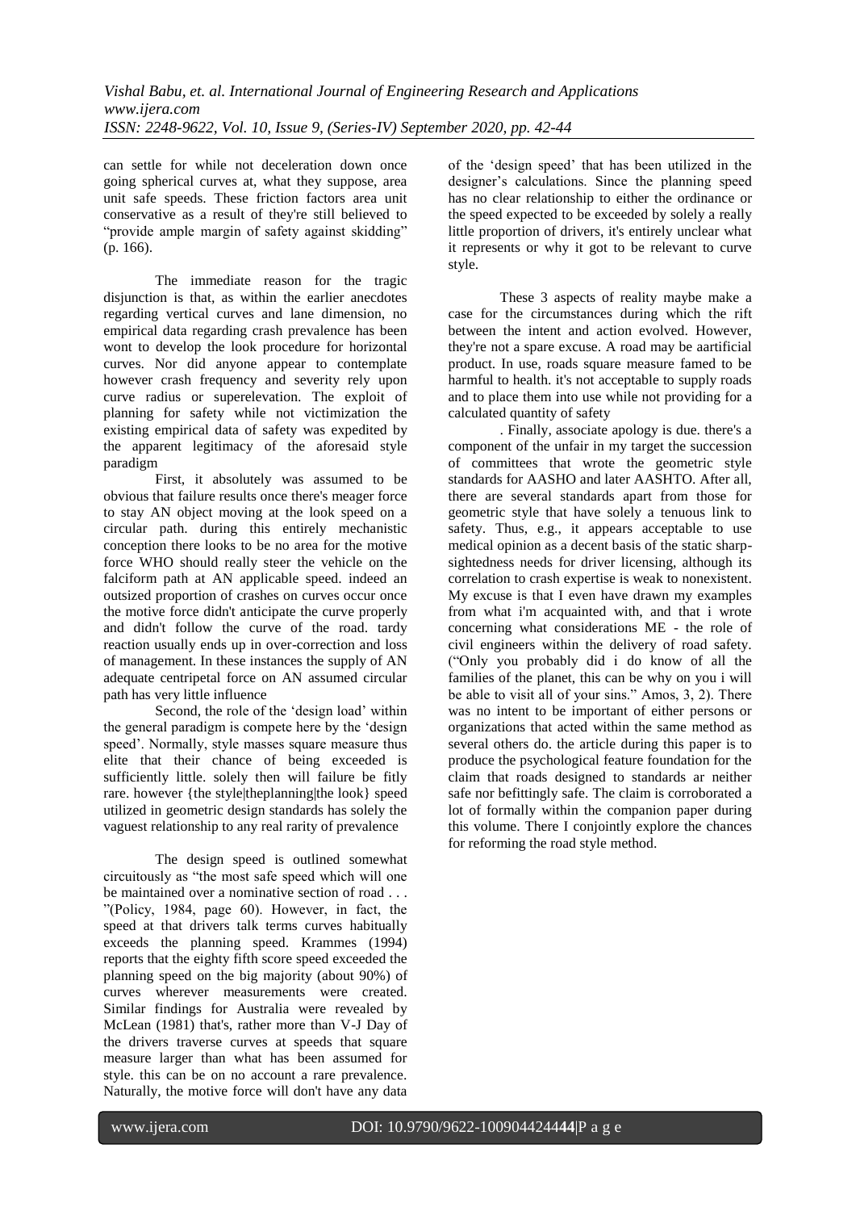can settle for while not deceleration down once going spherical curves at, what they suppose, area unit safe speeds. These friction factors area unit conservative as a result of they're still believed to "provide ample margin of safety against skidding" (p. 166).

The immediate reason for the tragic disjunction is that, as within the earlier anecdotes regarding vertical curves and lane dimension, no empirical data regarding crash prevalence has been wont to develop the look procedure for horizontal curves. Nor did anyone appear to contemplate however crash frequency and severity rely upon curve radius or superelevation. The exploit of planning for safety while not victimization the existing empirical data of safety was expedited by the apparent legitimacy of the aforesaid style paradigm

First, it absolutely was assumed to be obvious that failure results once there's meager force to stay AN object moving at the look speed on a circular path. during this entirely mechanistic conception there looks to be no area for the motive force WHO should really steer the vehicle on the falciform path at AN applicable speed. indeed an outsized proportion of crashes on curves occur once the motive force didn't anticipate the curve properly and didn't follow the curve of the road. tardy reaction usually ends up in over-correction and loss of management. In these instances the supply of AN adequate centripetal force on AN assumed circular path has very little influence

Second, the role of the 'design load' within the general paradigm is compete here by the 'design speed'. Normally, style masses square measure thus elite that their chance of being exceeded is sufficiently little. solely then will failure be fitly rare. however {the style|theplanning|the look} speed utilized in geometric design standards has solely the vaguest relationship to any real rarity of prevalence

The design speed is outlined somewhat circuitously as "the most safe speed which will one be maintained over a nominative section of road . . . "(Policy, 1984, page 60). However, in fact, the speed at that drivers talk terms curves habitually exceeds the planning speed. Krammes (1994) reports that the eighty fifth score speed exceeded the planning speed on the big majority (about 90%) of curves wherever measurements were created. Similar findings for Australia were revealed by McLean (1981) that's, rather more than V-J Day of the drivers traverse curves at speeds that square measure larger than what has been assumed for style. this can be on no account a rare prevalence. Naturally, the motive force will don't have any data of the 'design speed' that has been utilized in the designer's calculations. Since the planning speed has no clear relationship to either the ordinance or the speed expected to be exceeded by solely a really little proportion of drivers, it's entirely unclear what it represents or why it got to be relevant to curve style.

These 3 aspects of reality maybe make a case for the circumstances during which the rift between the intent and action evolved. However, they're not a spare excuse. A road may be aartificial product. In use, roads square measure famed to be harmful to health. it's not acceptable to supply roads and to place them into use while not providing for a calculated quantity of safety

. Finally, associate apology is due. there's a component of the unfair in my target the succession of committees that wrote the geometric style standards for AASHO and later AASHTO. After all, there are several standards apart from those for geometric style that have solely a tenuous link to safety. Thus, e.g., it appears acceptable to use medical opinion as a decent basis of the static sharp-sightedness needs for driver licensing, although its correlation to crash expertise is weak to nonexistent. My excuse is that I even have drawn my examples from what i'm acquainted with, and that i wrote concerning what considerations ME - the role of civil engineers within the delivery of road safety. ("Only you probably did i do know of all the families of the planet, this can be why on you i will be able to visit all of your sins." Amos, 3, 2). There was no intent to be important of either persons or organizations that acted within the same method as several others do. the article during this paper is to produce the psychological feature foundation for the claim that roads designed to standards ar neither safe nor befittingly safe. The claim is corroborated a lot of formally within the companion paper during this volume. There I conjointly explore the chances for reforming the road style method.